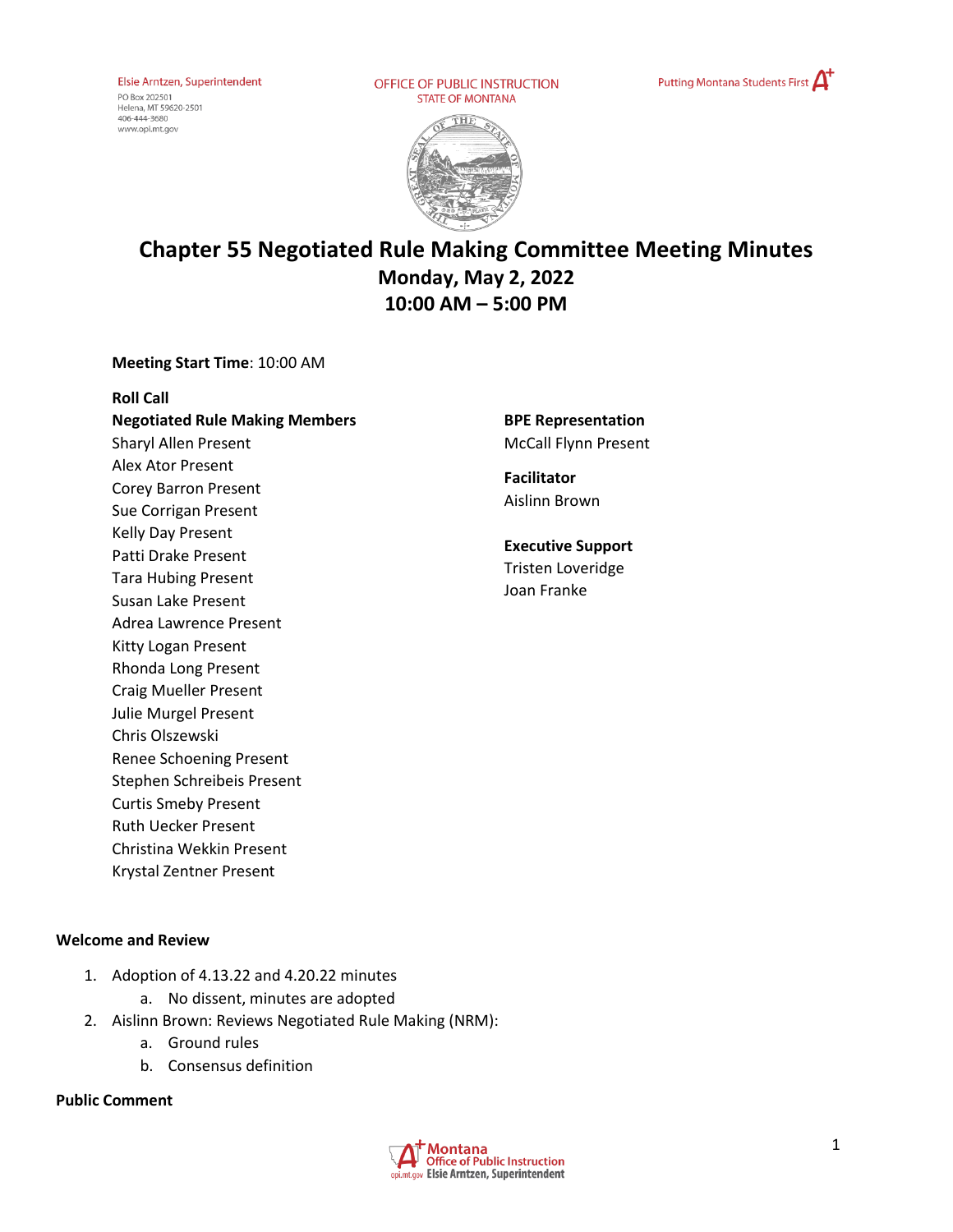Elsie Arntzen, Superintendent
PO Box 202501
Helena, MT 59620-2501
406-444-3680
www.opi.mt.gov

OFFICE OF PUBLIC INSTRUCTION
STATE OF MONTANA

Putting Montana Students First

# Chapter 55 Negotiated Rule Making Committee Meeting Minutes

## Monday, May 2, 2022
## 10:00 AM – 5:00 PM

**Meeting Start Time**: 10:00 AM

**Roll Call**

**Negotiated Rule Making Members**

Sharyl Allen Present
Alex Ator Present
Corey Barron Present
Sue Corrigan Present
Kelly Day Present
Patti Drake Present
Tara Hubing Present
Susan Lake Present
Adrea Lawrence Present
Kitty Logan Present
Rhonda Long Present
Craig Mueller Present
Julie Murgel Present
Chris Olszewski
Renee Schoening Present
Stephen Schreibeis Present
Curtis Smeby Present
Ruth Uecker Present
Christina Wekkin Present
Krystal Zentner Present

**BPE Representation**

McCall Flynn Present

**Facilitator**

Aislinn Brown

**Executive Support**

Tristen Loveridge
Joan Franke

**Welcome and Review**

1. Adoption of 4.13.22 and 4.20.22 minutes
   a. No dissent, minutes are adopted
2. Aislinn Brown: Reviews Negotiated Rule Making (NRM):
   a. Ground rules
   b. Consensus definition

**Public Comment**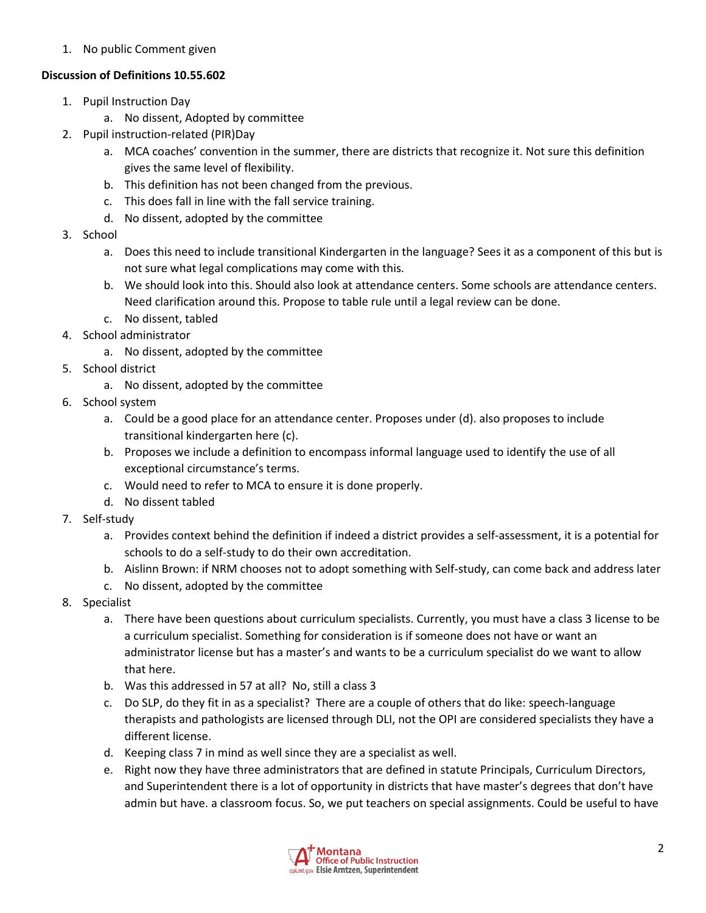1. No public Comment given

**Discussion of Definitions 10.55.602**

1. Pupil Instruction Day
    a. No dissent, Adopted by committee
2. Pupil instruction-related (PIR)Day
    a. MCA coaches' convention in the summer, there are districts that recognize it. Not sure this definition gives the same level of flexibility.
    b. This definition has not been changed from the previous.
    c. This does fall in line with the fall service training.
    d. No dissent, adopted by the committee
3. School
    a. Does this need to include transitional Kindergarten in the language? Sees it as a component of this but is not sure what legal complications may come with this.
    b. We should look into this. Should also look at attendance centers. Some schools are attendance centers. Need clarification around this. Propose to table rule until a legal review can be done.
    c. No dissent, tabled
4. School administrator
    a. No dissent, adopted by the committee
5. School district
    a. No dissent, adopted by the committee
6. School system
    a. Could be a good place for an attendance center. Proposes under (d). also proposes to include transitional kindergarten here (c).
    b. Proposes we include a definition to encompass informal language used to identify the use of all exceptional circumstance's terms.
    c. Would need to refer to MCA to ensure it is done properly.
    d. No dissent tabled
7. Self-study
    a. Provides context behind the definition if indeed a district provides a self-assessment, it is a potential for schools to do a self-study to do their own accreditation.
    b. Aislinn Brown: if NRM chooses not to adopt something with Self-study, can come back and address later
    c. No dissent, adopted by the committee
8. Specialist
    a. There have been questions about curriculum specialists. Currently, you must have a class 3 license to be a curriculum specialist. Something for consideration is if someone does not have or want an administrator license but has a master's and wants to be a curriculum specialist do we want to allow that here.
    b. Was this addressed in 57 at all? No, still a class 3
    c. Do SLP, do they fit in as a specialist? There are a couple of others that do like: speech-language therapists and pathologists are licensed through DLI, not the OPI are considered specialists they have a different license.
    d. Keeping class 7 in mind as well since they are a specialist as well.
    e. Right now they have three administrators that are defined in statute Principals, Curriculum Directors, and Superintendent there is a lot of opportunity in districts that have master's degrees that don't have admin but have. a classroom focus. So, we put teachers on special assignments. Could be useful to have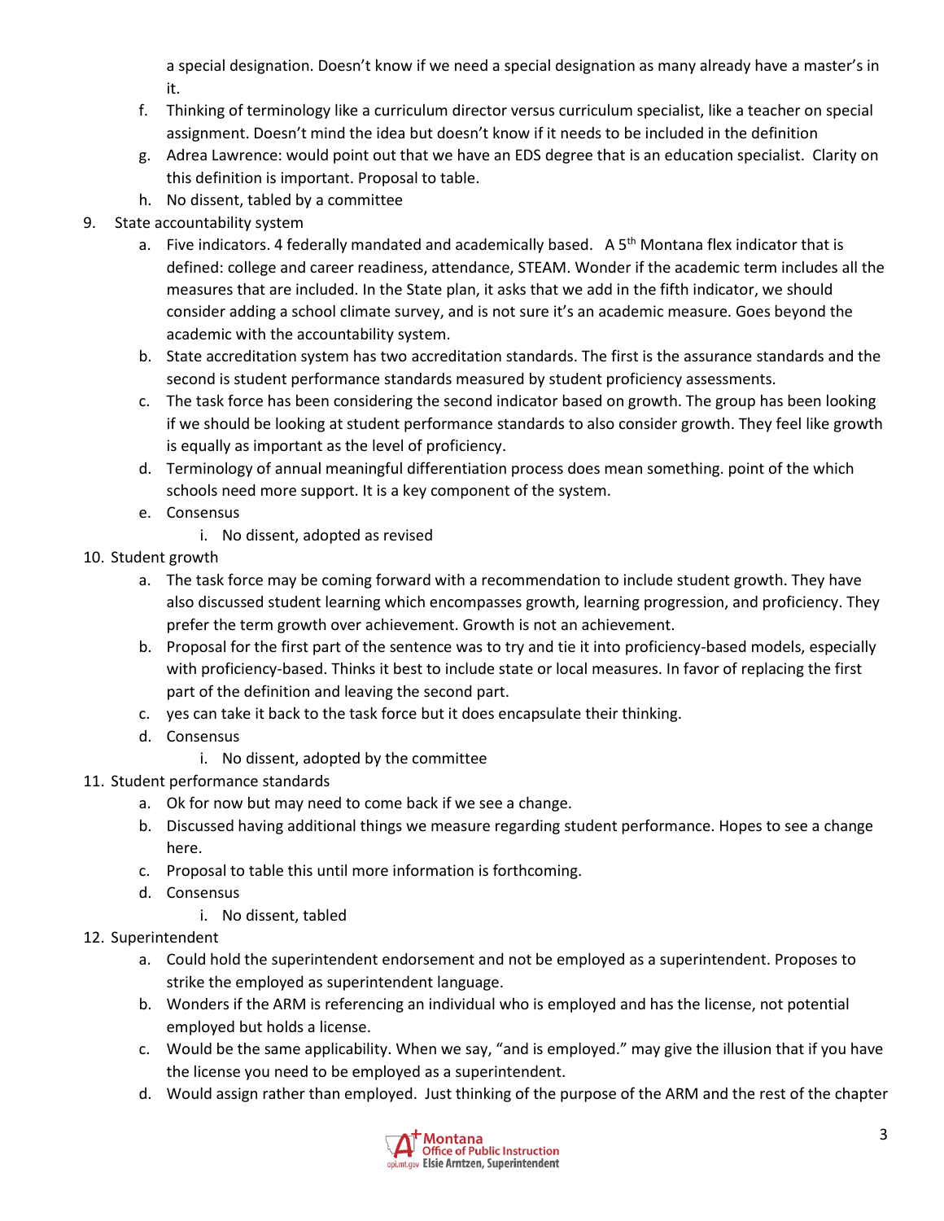a special designation. Doesn't know if we need a special designation as many already have a master's in it.

   f. Thinking of terminology like a curriculum director versus curriculum specialist, like a teacher on special assignment. Doesn't mind the idea but doesn't know if it needs to be included in the definition
   g. Adrea Lawrence: would point out that we have an EDS degree that is an education specialist. Clarity on this definition is important. Proposal to table.
   h. No dissent, tabled by a committee

9. State accountability system
   a. Five indicators. 4 federally mandated and academically based. A 5th Montana flex indicator that is defined: college and career readiness, attendance, STEAM. Wonder if the academic term includes all the measures that are included. In the State plan, it asks that we add in the fifth indicator, we should consider adding a school climate survey, and is not sure it's an academic measure. Goes beyond the academic with the accountability system.
   b. State accreditation system has two accreditation standards. The first is the assurance standards and the second is student performance standards measured by student proficiency assessments.
   c. The task force has been considering the second indicator based on growth. The group has been looking if we should be looking at student performance standards to also consider growth. They feel like growth is equally as important as the level of proficiency.
   d. Terminology of annual meaningful differentiation process does mean something. point of the which schools need more support. It is a key component of the system.
   e. Consensus
      i. No dissent, adopted as revised

10. Student growth
    a. The task force may be coming forward with a recommendation to include student growth. They have also discussed student learning which encompasses growth, learning progression, and proficiency. They prefer the term growth over achievement. Growth is not an achievement.
    b. Proposal for the first part of the sentence was to try and tie it into proficiency-based models, especially with proficiency-based. Thinks it best to include state or local measures. In favor of replacing the first part of the definition and leaving the second part.
    c. yes can take it back to the task force but it does encapsulate their thinking.
    d. Consensus
       i. No dissent, adopted by the committee

11. Student performance standards
    a. Ok for now but may need to come back if we see a change.
    b. Discussed having additional things we measure regarding student performance. Hopes to see a change here.
    c. Proposal to table this until more information is forthcoming.
    d. Consensus
       i. No dissent, tabled

12. Superintendent
    a. Could hold the superintendent endorsement and not be employed as a superintendent. Proposes to strike the employed as superintendent language.
    b. Wonders if the ARM is referencing an individual who is employed and has the license, not potential employed but holds a license.
    c. Would be the same applicability. When we say, "and is employed." may give the illusion that if you have the license you need to be employed as a superintendent.
    d. Would assign rather than employed. Just thinking of the purpose of the ARM and the rest of the chapter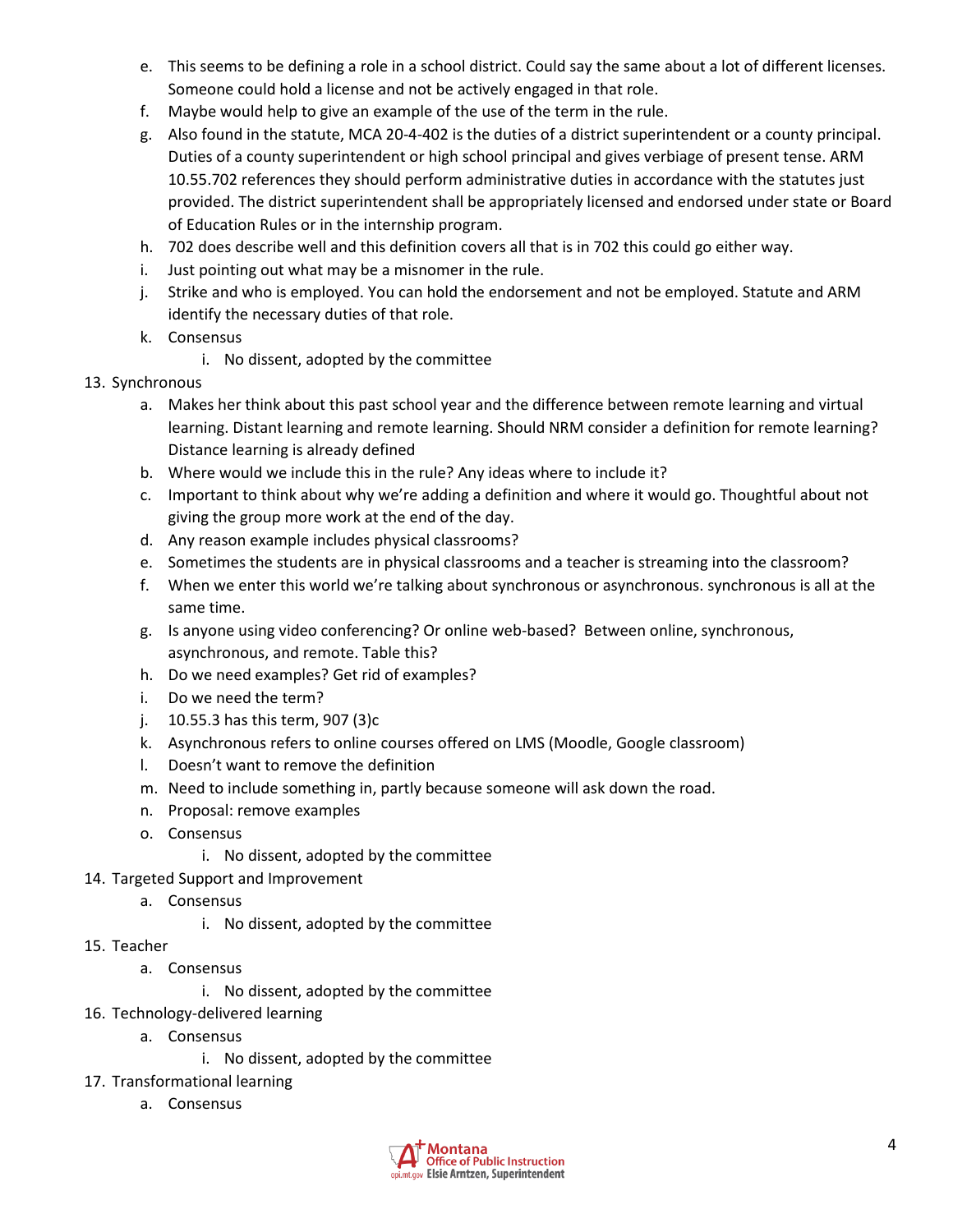e. This seems to be defining a role in a school district. Could say the same about a lot of different licenses. Someone could hold a license and not be actively engaged in that role.
   f. Maybe would help to give an example of the use of the term in the rule.
   g. Also found in the statute, MCA 20-4-402 is the duties of a district superintendent or a county principal. Duties of a county superintendent or high school principal and gives verbiage of present tense. ARM 10.55.702 references they should perform administrative duties in accordance with the statutes just provided. The district superintendent shall be appropriately licensed and endorsed under state or Board of Education Rules or in the internship program.
   h. 702 does describe well and this definition covers all that is in 702 this could go either way.
   i. Just pointing out what may be a misnomer in the rule.
   j. Strike and who is employed. You can hold the endorsement and not be employed. Statute and ARM identify the necessary duties of that role.
   k. Consensus
      i. No dissent, adopted by the committee

13. Synchronous
   a. Makes her think about this past school year and the difference between remote learning and virtual learning. Distant learning and remote learning. Should NRM consider a definition for remote learning? Distance learning is already defined
   b. Where would we include this in the rule? Any ideas where to include it?
   c. Important to think about why we're adding a definition and where it would go. Thoughtful about not giving the group more work at the end of the day.
   d. Any reason example includes physical classrooms?
   e. Sometimes the students are in physical classrooms and a teacher is streaming into the classroom?
   f. When we enter this world we're talking about synchronous or asynchronous. synchronous is all at the same time.
   g. Is anyone using video conferencing? Or online web-based? Between online, synchronous, asynchronous, and remote. Table this?
   h. Do we need examples? Get rid of examples?
   i. Do we need the term?
   j. 10.55.3 has this term, 907 (3)c
   k. Asynchronous refers to online courses offered on LMS (Moodle, Google classroom)
   l. Doesn't want to remove the definition
   m. Need to include something in, partly because someone will ask down the road.
   n. Proposal: remove examples
   o. Consensus
      i. No dissent, adopted by the committee

14. Targeted Support and Improvement
   a. Consensus
      i. No dissent, adopted by the committee

15. Teacher
   a. Consensus
      i. No dissent, adopted by the committee

16. Technology-delivered learning
   a. Consensus
      i. No dissent, adopted by the committee

17. Transformational learning
   a. Consensus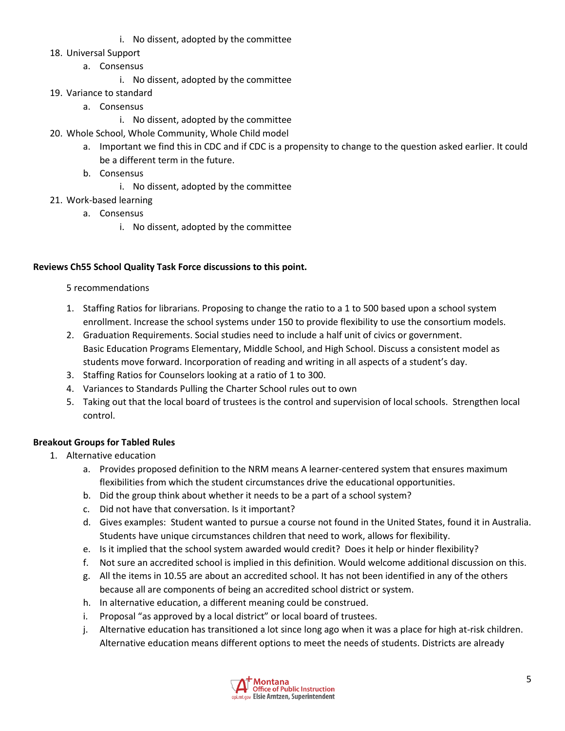i. No dissent, adopted by the committee

18. Universal Support
    a. Consensus
        i. No dissent, adopted by the committee
19. Variance to standard
    a. Consensus
        i. No dissent, adopted by the committee
20. Whole School, Whole Community, Whole Child model
    a. Important we find this in CDC and if CDC is a propensity to change to the question asked earlier. It could be a different term in the future.
    b. Consensus
        i. No dissent, adopted by the committee
21. Work-based learning
    a. Consensus
        i. No dissent, adopted by the committee

**Reviews Ch55 School Quality Task Force discussions to this point.**

5 recommendations

1. Staffing Ratios for librarians. Proposing to change the ratio to a 1 to 500 based upon a school system enrollment. Increase the school systems under 150 to provide flexibility to use the consortium models.
2. Graduation Requirements. Social studies need to include a half unit of civics or government. Basic Education Programs Elementary, Middle School, and High School. Discuss a consistent model as students move forward. Incorporation of reading and writing in all aspects of a student's day.
3. Staffing Ratios for Counselors looking at a ratio of 1 to 300.
4. Variances to Standards Pulling the Charter School rules out to own
5. Taking out that the local board of trustees is the control and supervision of local schools. Strengthen local control.

**Breakout Groups for Tabled Rules**

1. Alternative education
    a. Provides proposed definition to the NRM means A learner-centered system that ensures maximum flexibilities from which the student circumstances drive the educational opportunities.
    b. Did the group think about whether it needs to be a part of a school system?
    c. Did not have that conversation. Is it important?
    d. Gives examples: Student wanted to pursue a course not found in the United States, found it in Australia. Students have unique circumstances children that need to work, allows for flexibility.
    e. Is it implied that the school system awarded would credit? Does it help or hinder flexibility?
    f. Not sure an accredited school is implied in this definition. Would welcome additional discussion on this.
    g. All the items in 10.55 are about an accredited school. It has not been identified in any of the others because all are components of being an accredited school district or system.
    h. In alternative education, a different meaning could be construed.
    i. Proposal "as approved by a local district" or local board of trustees.
    j. Alternative education has transitioned a lot since long ago when it was a place for high at-risk children. Alternative education means different options to meet the needs of students. Districts are already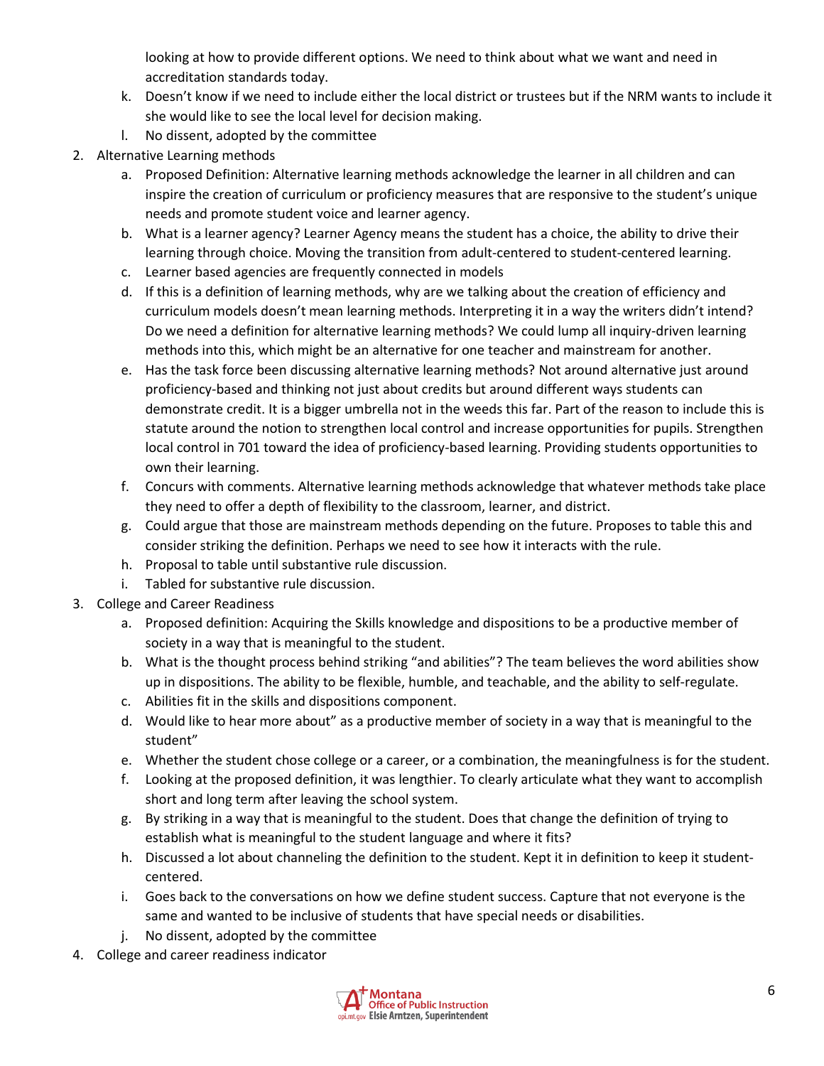looking at how to provide different options. We need to think about what we want and need in accreditation standards today.

   k. Doesn't know if we need to include either the local district or trustees but if the NRM wants to include it she would like to see the local level for decision making.
   l. No dissent, adopted by the committee

2. Alternative Learning methods
   a. Proposed Definition: Alternative learning methods acknowledge the learner in all children and can inspire the creation of curriculum or proficiency measures that are responsive to the student's unique needs and promote student voice and learner agency.
   b. What is a learner agency? Learner Agency means the student has a choice, the ability to drive their learning through choice. Moving the transition from adult-centered to student-centered learning.
   c. Learner based agencies are frequently connected in models
   d. If this is a definition of learning methods, why are we talking about the creation of efficiency and curriculum models doesn't mean learning methods. Interpreting it in a way the writers didn't intend? Do we need a definition for alternative learning methods? We could lump all inquiry-driven learning methods into this, which might be an alternative for one teacher and mainstream for another.
   e. Has the task force been discussing alternative learning methods? Not around alternative just around proficiency-based and thinking not just about credits but around different ways students can demonstrate credit. It is a bigger umbrella not in the weeds this far. Part of the reason to include this is statute around the notion to strengthen local control and increase opportunities for pupils. Strengthen local control in 701 toward the idea of proficiency-based learning. Providing students opportunities to own their learning.
   f. Concurs with comments. Alternative learning methods acknowledge that whatever methods take place they need to offer a depth of flexibility to the classroom, learner, and district.
   g. Could argue that those are mainstream methods depending on the future. Proposes to table this and consider striking the definition. Perhaps we need to see how it interacts with the rule.
   h. Proposal to table until substantive rule discussion.
   i. Tabled for substantive rule discussion.

3. College and Career Readiness
   a. Proposed definition: Acquiring the Skills knowledge and dispositions to be a productive member of society in a way that is meaningful to the student.
   b. What is the thought process behind striking "and abilities"? The team believes the word abilities show up in dispositions. The ability to be flexible, humble, and teachable, and the ability to self-regulate.
   c. Abilities fit in the skills and dispositions component.
   d. Would like to hear more about" as a productive member of society in a way that is meaningful to the student"
   e. Whether the student chose college or a career, or a combination, the meaningfulness is for the student.
   f. Looking at the proposed definition, it was lengthier. To clearly articulate what they want to accomplish short and long term after leaving the school system.
   g. By striking in a way that is meaningful to the student. Does that change the definition of trying to establish what is meaningful to the student language and where it fits?
   h. Discussed a lot about channeling the definition to the student. Kept it in definition to keep it student-centered.
   i. Goes back to the conversations on how we define student success. Capture that not everyone is the same and wanted to be inclusive of students that have special needs or disabilities.
   j. No dissent, adopted by the committee

4. College and career readiness indicator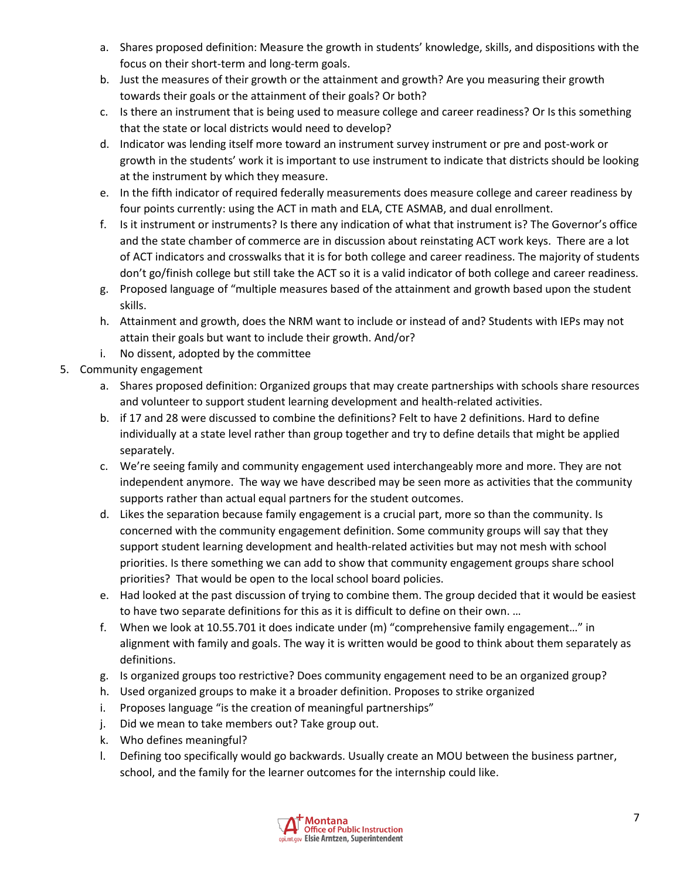a. Shares proposed definition: Measure the growth in students' knowledge, skills, and dispositions with the focus on their short-term and long-term goals.
   b. Just the measures of their growth or the attainment and growth? Are you measuring their growth towards their goals or the attainment of their goals? Or both?
   c. Is there an instrument that is being used to measure college and career readiness? Or Is this something that the state or local districts would need to develop?
   d. Indicator was lending itself more toward an instrument survey instrument or pre and post-work or growth in the students' work it is important to use instrument to indicate that districts should be looking at the instrument by which they measure.
   e. In the fifth indicator of required federally measurements does measure college and career readiness by four points currently: using the ACT in math and ELA, CTE ASMAB, and dual enrollment.
   f. Is it instrument or instruments? Is there any indication of what that instrument is? The Governor's office and the state chamber of commerce are in discussion about reinstating ACT work keys. There are a lot of ACT indicators and crosswalks that it is for both college and career readiness. The majority of students don't go/finish college but still take the ACT so it is a valid indicator of both college and career readiness.
   g. Proposed language of "multiple measures based of the attainment and growth based upon the student skills.
   h. Attainment and growth, does the NRM want to include or instead of and? Students with IEPs may not attain their goals but want to include their growth. And/or?
   i. No dissent, adopted by the committee

5. Community engagement
   a. Shares proposed definition: Organized groups that may create partnerships with schools share resources and volunteer to support student learning development and health-related activities.
   b. if 17 and 28 were discussed to combine the definitions? Felt to have 2 definitions. Hard to define individually at a state level rather than group together and try to define details that might be applied separately.
   c. We're seeing family and community engagement used interchangeably more and more. They are not independent anymore. The way we have described may be seen more as activities that the community supports rather than actual equal partners for the student outcomes.
   d. Likes the separation because family engagement is a crucial part, more so than the community. Is concerned with the community engagement definition. Some community groups will say that they support student learning development and health-related activities but may not mesh with school priorities. Is there something we can add to show that community engagement groups share school priorities? That would be open to the local school board policies.
   e. Had looked at the past discussion of trying to combine them. The group decided that it would be easiest to have two separate definitions for this as it is difficult to define on their own. …
   f. When we look at 10.55.701 it does indicate under (m) "comprehensive family engagement…" in alignment with family and goals. The way it is written would be good to think about them separately as definitions.
   g. Is organized groups too restrictive? Does community engagement need to be an organized group?
   h. Used organized groups to make it a broader definition. Proposes to strike organized
   i. Proposes language "is the creation of meaningful partnerships"
   j. Did we mean to take members out? Take group out.
   k. Who defines meaningful?
   l. Defining too specifically would go backwards. Usually create an MOU between the business partner, school, and the family for the learner outcomes for the internship could like.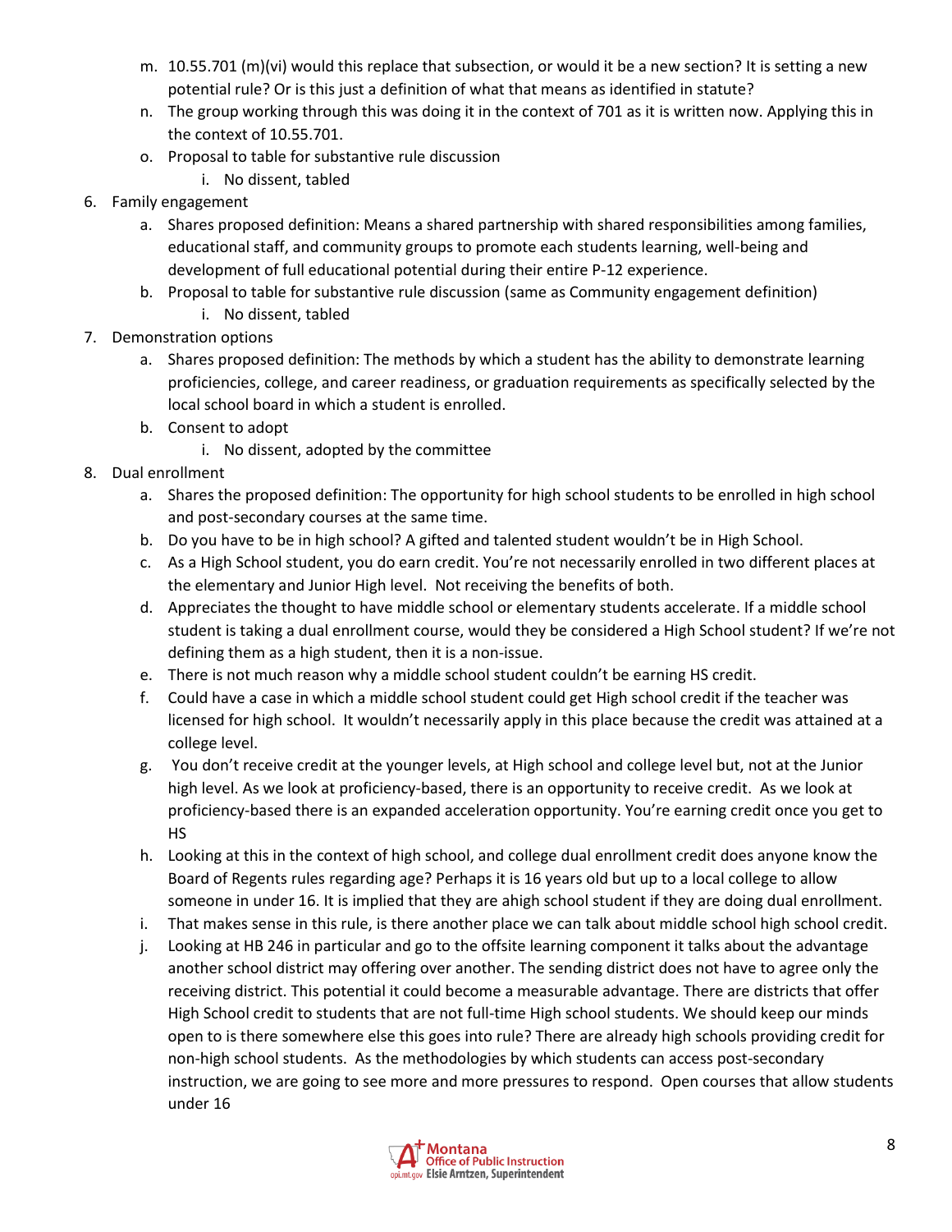m. 10.55.701 (m)(vi) would this replace that subsection, or would it be a new section? It is setting a new potential rule? Or is this just a definition of what that means as identified in statute?
n. The group working through this was doing it in the context of 701 as it is written now. Applying this in the context of 10.55.701.
o. Proposal to table for substantive rule discussion
   i. No dissent, tabled

6. Family engagement
   a. Shares proposed definition: Means a shared partnership with shared responsibilities among families, educational staff, and community groups to promote each students learning, well-being and development of full educational potential during their entire P-12 experience.
   b. Proposal to table for substantive rule discussion (same as Community engagement definition)
      i. No dissent, tabled

7. Demonstration options
   a. Shares proposed definition: The methods by which a student has the ability to demonstrate learning proficiencies, college, and career readiness, or graduation requirements as specifically selected by the local school board in which a student is enrolled.
   b. Consent to adopt
      i. No dissent, adopted by the committee

8. Dual enrollment
   a. Shares the proposed definition: The opportunity for high school students to be enrolled in high school and post-secondary courses at the same time.
   b. Do you have to be in high school? A gifted and talented student wouldn't be in High School.
   c. As a High School student, you do earn credit. You're not necessarily enrolled in two different places at the elementary and Junior High level. Not receiving the benefits of both.
   d. Appreciates the thought to have middle school or elementary students accelerate. If a middle school student is taking a dual enrollment course, would they be considered a High School student? If we're not defining them as a high student, then it is a non-issue.
   e. There is not much reason why a middle school student couldn't be earning HS credit.
   f. Could have a case in which a middle school student could get High school credit if the teacher was licensed for high school. It wouldn't necessarily apply in this place because the credit was attained at a college level.
   g. You don't receive credit at the younger levels, at High school and college level but, not at the Junior high level. As we look at proficiency-based, there is an opportunity to receive credit. As we look at proficiency-based there is an expanded acceleration opportunity. You're earning credit once you get to HS
   h. Looking at this in the context of high school, and college dual enrollment credit does anyone know the Board of Regents rules regarding age? Perhaps it is 16 years old but up to a local college to allow someone in under 16. It is implied that they are ahigh school student if they are doing dual enrollment.
   i. That makes sense in this rule, is there another place we can talk about middle school high school credit.
   j. Looking at HB 246 in particular and go to the offsite learning component it talks about the advantage another school district may offering over another. The sending district does not have to agree only the receiving district. This potential it could become a measurable advantage. There are districts that offer High School credit to students that are not full-time High school students. We should keep our minds open to is there somewhere else this goes into rule? There are already high schools providing credit for non-high school students. As the methodologies by which students can access post-secondary instruction, we are going to see more and more pressures to respond. Open courses that allow students under 16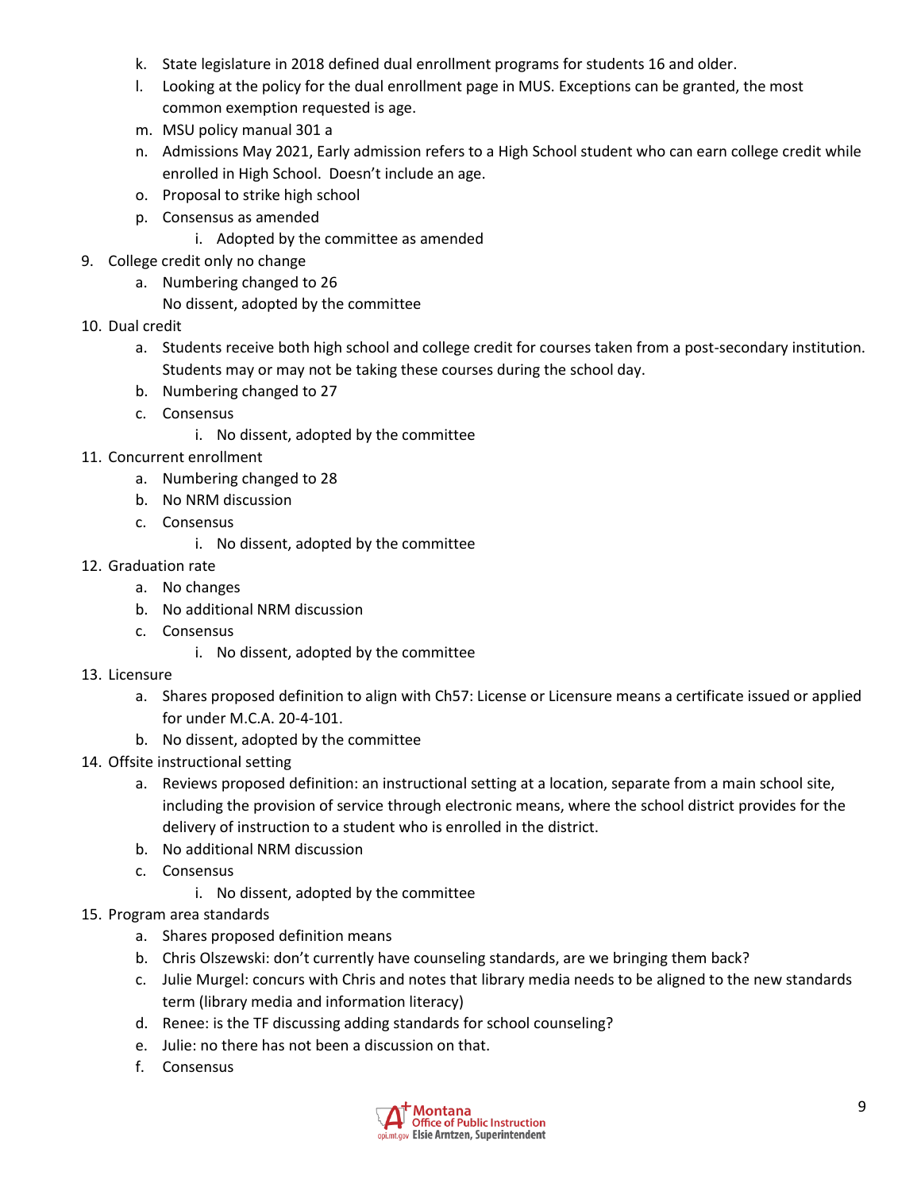k. State legislature in 2018 defined dual enrollment programs for students 16 and older.
   l. Looking at the policy for the dual enrollment page in MUS. Exceptions can be granted, the most common exemption requested is age.
   m. MSU policy manual 301 a
   n. Admissions May 2021, Early admission refers to a High School student who can earn college credit while enrolled in High School. Doesn't include an age.
   o. Proposal to strike high school
   p. Consensus as amended
      i. Adopted by the committee as amended
9. College credit only no change
   a. Numbering changed to 26
      No dissent, adopted by the committee
10. Dual credit
   a. Students receive both high school and college credit for courses taken from a post-secondary institution. Students may or may not be taking these courses during the school day.
   b. Numbering changed to 27
   c. Consensus
      i. No dissent, adopted by the committee
11. Concurrent enrollment
   a. Numbering changed to 28
   b. No NRM discussion
   c. Consensus
      i. No dissent, adopted by the committee
12. Graduation rate
   a. No changes
   b. No additional NRM discussion
   c. Consensus
      i. No dissent, adopted by the committee
13. Licensure
   a. Shares proposed definition to align with Ch57: License or Licensure means a certificate issued or applied for under M.C.A. 20-4-101.
   b. No dissent, adopted by the committee
14. Offsite instructional setting
   a. Reviews proposed definition: an instructional setting at a location, separate from a main school site, including the provision of service through electronic means, where the school district provides for the delivery of instruction to a student who is enrolled in the district.
   b. No additional NRM discussion
   c. Consensus
      i. No dissent, adopted by the committee
15. Program area standards
   a. Shares proposed definition means
   b. Chris Olszewski: don't currently have counseling standards, are we bringing them back?
   c. Julie Murgel: concurs with Chris and notes that library media needs to be aligned to the new standards term (library media and information literacy)
   d. Renee: is the TF discussing adding standards for school counseling?
   e. Julie: no there has not been a discussion on that.
   f. Consensus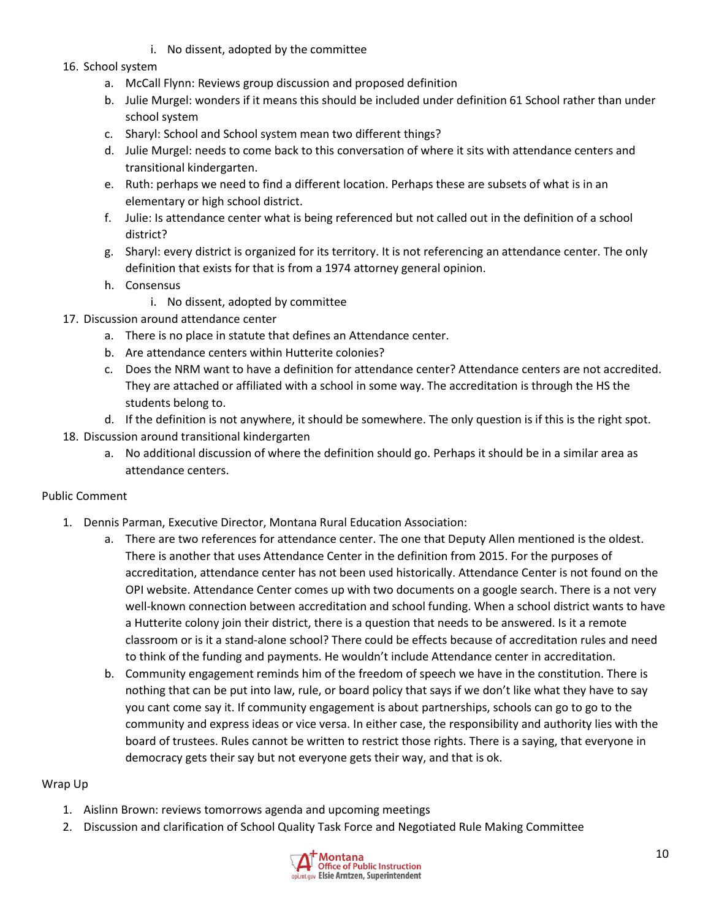i. No dissent, adopted by the committee

16. School system
    a. McCall Flynn: Reviews group discussion and proposed definition
    b. Julie Murgel: wonders if it means this should be included under definition 61 School rather than under school system
    c. Sharyl: School and School system mean two different things?
    d. Julie Murgel: needs to come back to this conversation of where it sits with attendance centers and transitional kindergarten.
    e. Ruth: perhaps we need to find a different location. Perhaps these are subsets of what is in an elementary or high school district.
    f. Julie: Is attendance center what is being referenced but not called out in the definition of a school district?
    g. Sharyl: every district is organized for its territory. It is not referencing an attendance center. The only definition that exists for that is from a 1974 attorney general opinion.
    h. Consensus
         i. No dissent, adopted by committee
17. Discussion around attendance center
    a. There is no place in statute that defines an Attendance center.
    b. Are attendance centers within Hutterite colonies?
    c. Does the NRM want to have a definition for attendance center? Attendance centers are not accredited. They are attached or affiliated with a school in some way. The accreditation is through the HS the students belong to.
    d. If the definition is not anywhere, it should be somewhere. The only question is if this is the right spot.
18. Discussion around transitional kindergarten
    a. No additional discussion of where the definition should go. Perhaps it should be in a similar area as attendance centers.

Public Comment

1. Dennis Parman, Executive Director, Montana Rural Education Association:
    a. There are two references for attendance center. The one that Deputy Allen mentioned is the oldest. There is another that uses Attendance Center in the definition from 2015. For the purposes of accreditation, attendance center has not been used historically. Attendance Center is not found on the OPI website. Attendance Center comes up with two documents on a google search. There is a not very well-known connection between accreditation and school funding. When a school district wants to have a Hutterite colony join their district, there is a question that needs to be answered. Is it a remote classroom or is it a stand-alone school? There could be effects because of accreditation rules and need to think of the funding and payments. He wouldn't include Attendance center in accreditation.
    b. Community engagement reminds him of the freedom of speech we have in the constitution. There is nothing that can be put into law, rule, or board policy that says if we don't like what they have to say you cant come say it. If community engagement is about partnerships, schools can go to go to the community and express ideas or vice versa. In either case, the responsibility and authority lies with the board of trustees. Rules cannot be written to restrict those rights. There is a saying, that everyone in democracy gets their say but not everyone gets their way, and that is ok.

Wrap Up

1. Aislinn Brown: reviews tomorrows agenda and upcoming meetings
2. Discussion and clarification of School Quality Task Force and Negotiated Rule Making Committee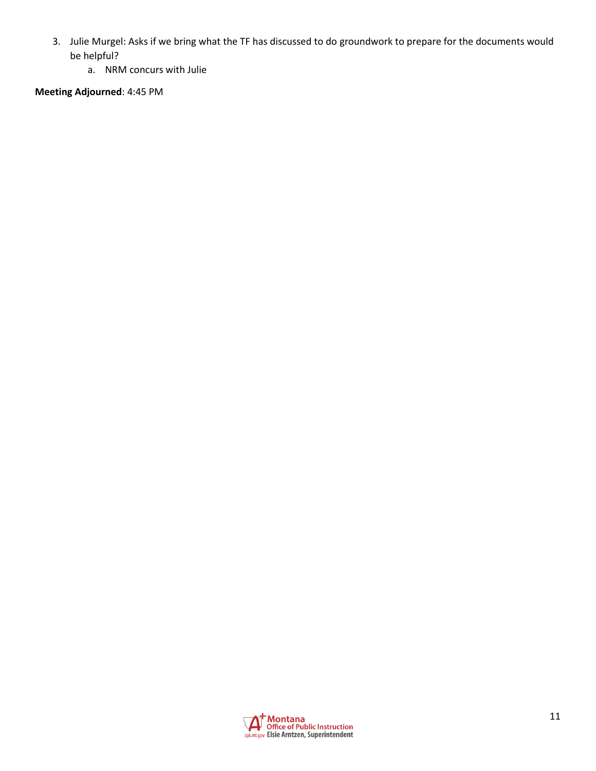3. Julie Murgel: Asks if we bring what the TF has discussed to do groundwork to prepare for the documents would be helpful?
   a. NRM concurs with Julie

**Meeting Adjourned**: 4:45 PM